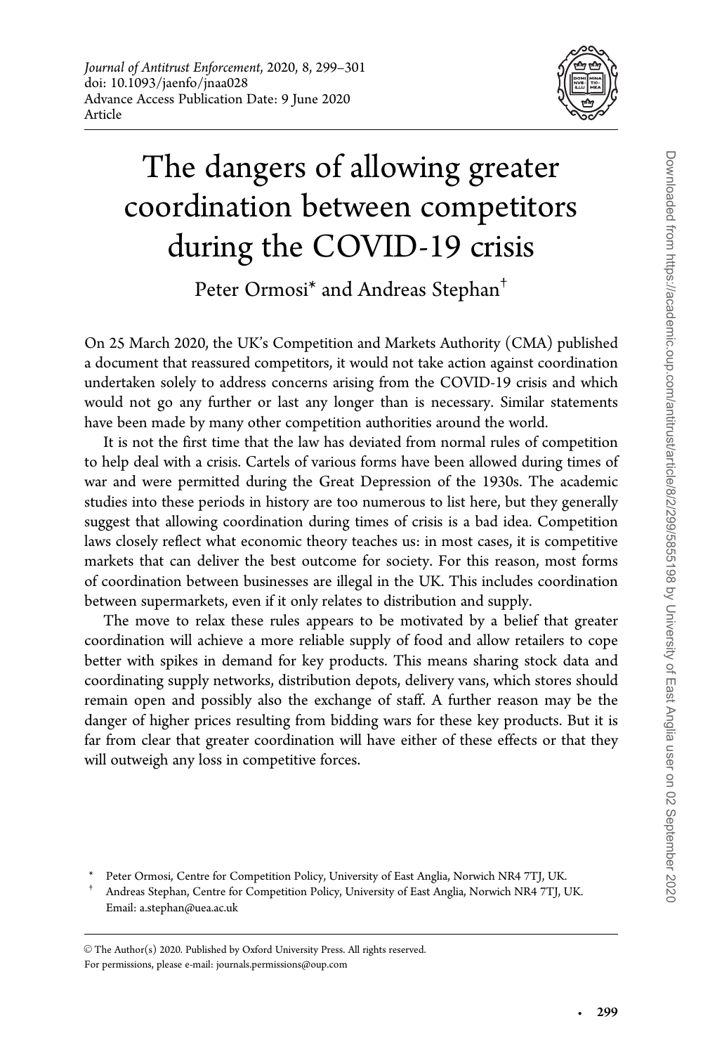*Journal of Antitrust Enforcement*, 2020, 8, 299–301
doi: 10.1093/jaenfo/jnaa028
Advance Access Publication Date: 9 June 2020
Article

# The dangers of allowing greater coordination between competitors during the COVID-19 crisis

Peter Ormosi* and Andreas Stephan†

On 25 March 2020, the UK's Competition and Markets Authority (CMA) published a document that reassured competitors, it would not take action against coordination undertaken solely to address concerns arising from the COVID-19 crisis and which would not go any further or last any longer than is necessary. Similar statements have been made by many other competition authorities around the world.

It is not the first time that the law has deviated from normal rules of competition to help deal with a crisis. Cartels of various forms have been allowed during times of war and were permitted during the Great Depression of the 1930s. The academic studies into these periods in history are too numerous to list here, but they generally suggest that allowing coordination during times of crisis is a bad idea. Competition laws closely reflect what economic theory teaches us: in most cases, it is competitive markets that can deliver the best outcome for society. For this reason, most forms of coordination between businesses are illegal in the UK. This includes coordination between supermarkets, even if it only relates to distribution and supply.

The move to relax these rules appears to be motivated by a belief that greater coordination will achieve a more reliable supply of food and allow retailers to cope better with spikes in demand for key products. This means sharing stock data and coordinating supply networks, distribution depots, delivery vans, which stores should remain open and possibly also the exchange of staff. A further reason may be the danger of higher prices resulting from bidding wars for these key products. But it is far from clear that greater coordination will have either of these effects or that they will outweigh any loss in competitive forces.

\* Peter Ormosi, Centre for Competition Policy, University of East Anglia, Norwich NR4 7TJ, UK.

† Andreas Stephan, Centre for Competition Policy, University of East Anglia, Norwich NR4 7TJ, UK. Email: a.stephan@uea.ac.uk

© The Author(s) 2020. Published by Oxford University Press. All rights reserved.
For permissions, please e-mail: journals.permissions@oup.com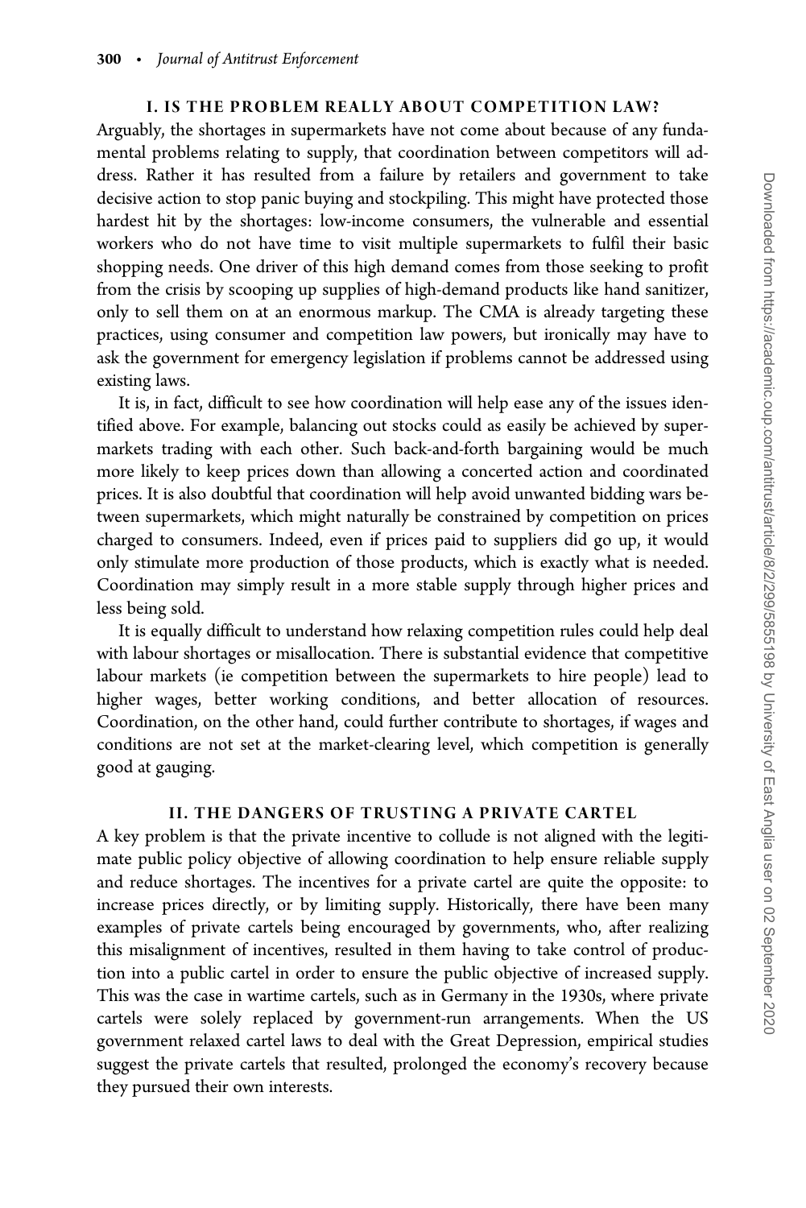## I. IS THE PROBLEM REALLY ABOUT COMPETITION LAW?

Arguably, the shortages in supermarkets have not come about because of any fundamental problems relating to supply, that coordination between competitors will address. Rather it has resulted from a failure by retailers and government to take decisive action to stop panic buying and stockpiling. This might have protected those hardest hit by the shortages: low-income consumers, the vulnerable and essential workers who do not have time to visit multiple supermarkets to fulfil their basic shopping needs. One driver of this high demand comes from those seeking to profit from the crisis by scooping up supplies of high-demand products like hand sanitizer, only to sell them on at an enormous markup. The CMA is already targeting these practices, using consumer and competition law powers, but ironically may have to ask the government for emergency legislation if problems cannot be addressed using existing laws.

It is, in fact, difficult to see how coordination will help ease any of the issues identified above. For example, balancing out stocks could as easily be achieved by supermarkets trading with each other. Such back-and-forth bargaining would be much more likely to keep prices down than allowing a concerted action and coordinated prices. It is also doubtful that coordination will help avoid unwanted bidding wars between supermarkets, which might naturally be constrained by competition on prices charged to consumers. Indeed, even if prices paid to suppliers did go up, it would only stimulate more production of those products, which is exactly what is needed. Coordination may simply result in a more stable supply through higher prices and less being sold.

It is equally difficult to understand how relaxing competition rules could help deal with labour shortages or misallocation. There is substantial evidence that competitive labour markets (ie competition between the supermarkets to hire people) lead to higher wages, better working conditions, and better allocation of resources. Coordination, on the other hand, could further contribute to shortages, if wages and conditions are not set at the market-clearing level, which competition is generally good at gauging.

## II. THE DANGERS OF TRUSTING A PRIVATE CARTEL

A key problem is that the private incentive to collude is not aligned with the legitimate public policy objective of allowing coordination to help ensure reliable supply and reduce shortages. The incentives for a private cartel are quite the opposite: to increase prices directly, or by limiting supply. Historically, there have been many examples of private cartels being encouraged by governments, who, after realizing this misalignment of incentives, resulted in them having to take control of production into a public cartel in order to ensure the public objective of increased supply. This was the case in wartime cartels, such as in Germany in the 1930s, where private cartels were solely replaced by government-run arrangements. When the US government relaxed cartel laws to deal with the Great Depression, empirical studies suggest the private cartels that resulted, prolonged the economy's recovery because they pursued their own interests.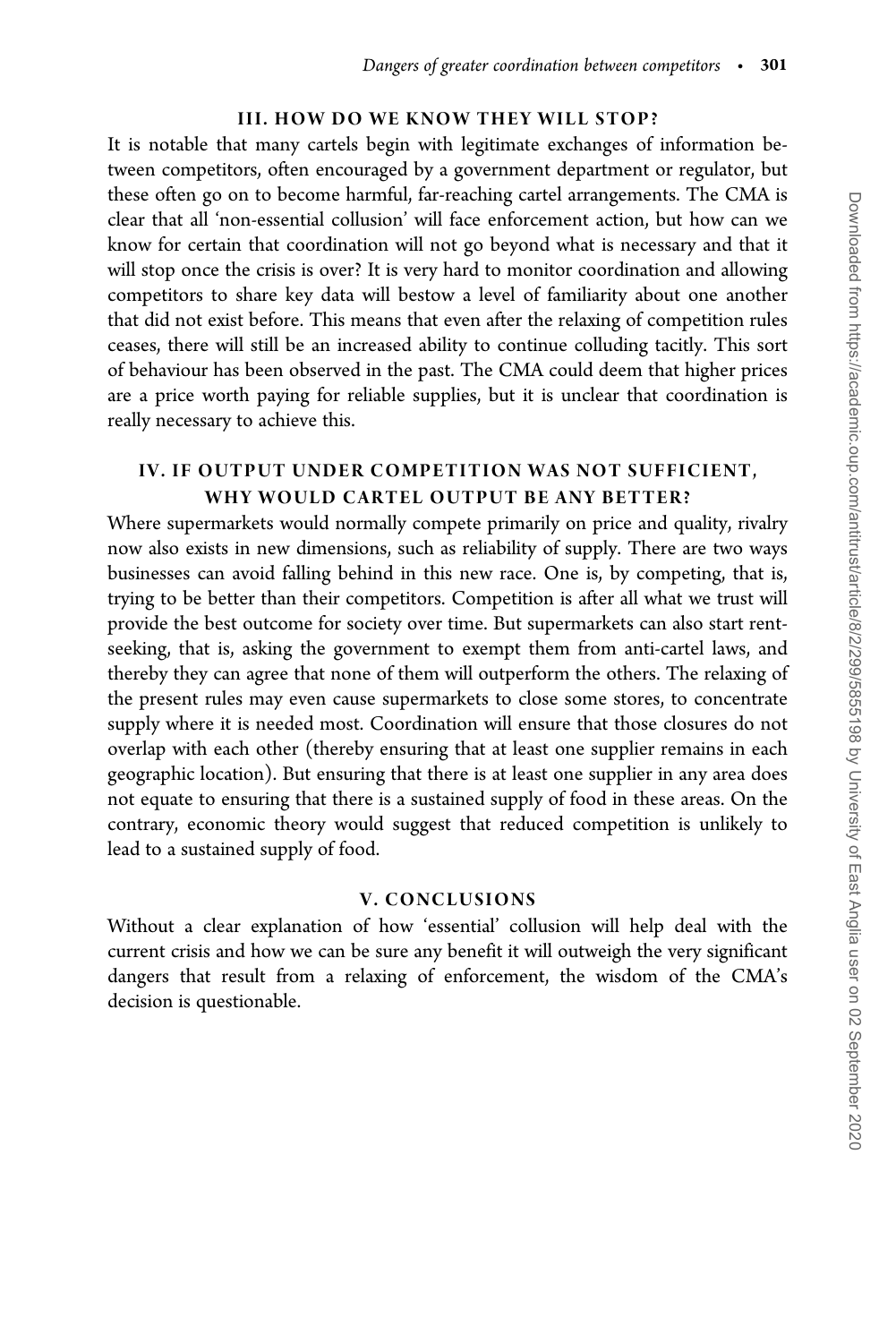## III. HOW DO WE KNOW THEY WILL STOP?

It is notable that many cartels begin with legitimate exchanges of information between competitors, often encouraged by a government department or regulator, but these often go on to become harmful, far-reaching cartel arrangements. The CMA is clear that all 'non-essential collusion' will face enforcement action, but how can we know for certain that coordination will not go beyond what is necessary and that it will stop once the crisis is over? It is very hard to monitor coordination and allowing competitors to share key data will bestow a level of familiarity about one another that did not exist before. This means that even after the relaxing of competition rules ceases, there will still be an increased ability to continue colluding tacitly. This sort of behaviour has been observed in the past. The CMA could deem that higher prices are a price worth paying for reliable supplies, but it is unclear that coordination is really necessary to achieve this.

## IV. IF OUTPUT UNDER COMPETITION WAS NOT SUFFICIENT, WHY WOULD CARTEL OUTPUT BE ANY BETTER?

Where supermarkets would normally compete primarily on price and quality, rivalry now also exists in new dimensions, such as reliability of supply. There are two ways businesses can avoid falling behind in this new race. One is, by competing, that is, trying to be better than their competitors. Competition is after all what we trust will provide the best outcome for society over time. But supermarkets can also start rent-seeking, that is, asking the government to exempt them from anti-cartel laws, and thereby they can agree that none of them will outperform the others. The relaxing of the present rules may even cause supermarkets to close some stores, to concentrate supply where it is needed most. Coordination will ensure that those closures do not overlap with each other (thereby ensuring that at least one supplier remains in each geographic location). But ensuring that there is at least one supplier in any area does not equate to ensuring that there is a sustained supply of food in these areas. On the contrary, economic theory would suggest that reduced competition is unlikely to lead to a sustained supply of food.

## V. CONCLUSIONS

Without a clear explanation of how 'essential' collusion will help deal with the current crisis and how we can be sure any benefit it will outweigh the very significant dangers that result from a relaxing of enforcement, the wisdom of the CMA's decision is questionable.